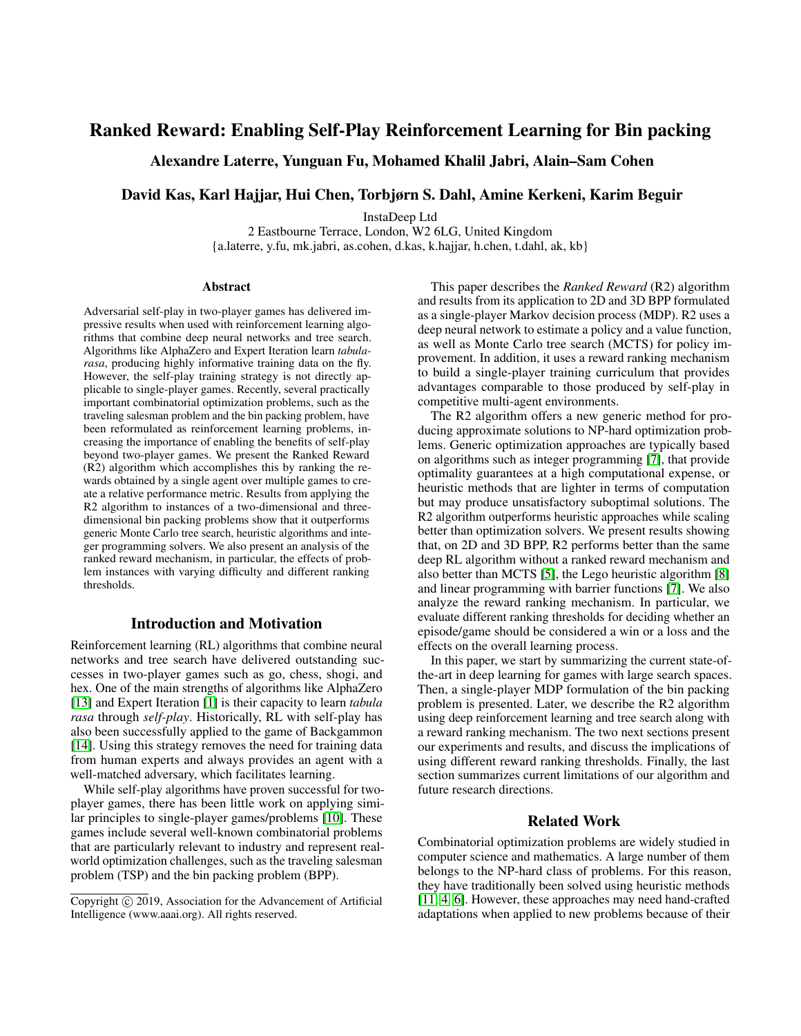# Ranked Reward: Enabling Self-Play Reinforcement Learning for Bin packing

**Alexandre Laterre, Yunguan Fu, Mohamed Khalil Jabri, Alain–Sam Cohen**

**David Kas, Karl Hajjar, Hui Chen, Torbjørn S. Dahl, Amine Kerkeni, Karim Beguir**

InstaDeep Ltd
2 Eastbourne Terrace, London, W2 6LG, United Kingdom
{a.laterre, y.fu, mk.jabri, as.cohen, d.kas, k.hajjar, h.chen, t.dahl, ak, kb}

### Abstract

Adversarial self-play in two-player games has delivered impressive results when used with reinforcement learning algorithms that combine deep neural networks and tree search. Algorithms like AlphaZero and Expert Iteration learn *tabula-rasa*, producing highly informative training data on the fly. However, the self-play training strategy is not directly applicable to single-player games. Recently, several practically important combinatorial optimization problems, such as the traveling salesman problem and the bin packing problem, have been reformulated as reinforcement learning problems, increasing the importance of enabling the benefits of self-play beyond two-player games. We present the Ranked Reward (R2) algorithm which accomplishes this by ranking the rewards obtained by a single agent over multiple games to create a relative performance metric. Results from applying the R2 algorithm to instances of a two-dimensional and three-dimensional bin packing problems show that it outperforms generic Monte Carlo tree search, heuristic algorithms and integer programming solvers. We also present an analysis of the ranked reward mechanism, in particular, the effects of problem instances with varying difficulty and different ranking thresholds.

## Introduction and Motivation

Reinforcement learning (RL) algorithms that combine neural networks and tree search have delivered outstanding successes in two-player games such as go, chess, shogi, and hex. One of the main strengths of algorithms like AlphaZero [13] and Expert Iteration [1] is their capacity to learn *tabula rasa* through *self-play*. Historically, RL with self-play has also been successfully applied to the game of Backgammon [14]. Using this strategy removes the need for training data from human experts and always provides an agent with a well-matched adversary, which facilitates learning.

While self-play algorithms have proven successful for two-player games, there has been little work on applying similar principles to single-player games/problems [10]. These games include several well-known combinatorial problems that are particularly relevant to industry and represent real-world optimization challenges, such as the traveling salesman problem (TSP) and the bin packing problem (BPP).

Copyright © 2019, Association for the Advancement of Artificial Intelligence (www.aaai.org). All rights reserved.

This paper describes the *Ranked Reward* (R2) algorithm and results from its application to 2D and 3D BPP formulated as a single-player Markov decision process (MDP). R2 uses a deep neural network to estimate a policy and a value function, as well as Monte Carlo tree search (MCTS) for policy improvement. In addition, it uses a reward ranking mechanism to build a single-player training curriculum that provides advantages comparable to those produced by self-play in competitive multi-agent environments.

The R2 algorithm offers a new generic method for producing approximate solutions to NP-hard optimization problems. Generic optimization approaches are typically based on algorithms such as integer programming [7], that provide optimality guarantees at a high computational expense, or heuristic methods that are lighter in terms of computation but may produce unsatisfactory suboptimal solutions. The R2 algorithm outperforms heuristic approaches while scaling better than optimization solvers. We present results showing that, on 2D and 3D BPP, R2 performs better than the same deep RL algorithm without a ranked reward mechanism and also better than MCTS [5], the Lego heuristic algorithm [8] and linear programming with barrier functions [7]. We also analyze the reward ranking mechanism. In particular, we evaluate different ranking thresholds for deciding whether an episode/game should be considered a win or a loss and the effects on the overall learning process.

In this paper, we start by summarizing the current state-of-the-art in deep learning for games with large search spaces. Then, a single-player MDP formulation of the bin packing problem is presented. Later, we describe the R2 algorithm using deep reinforcement learning and tree search along with a reward ranking mechanism. The two next sections present our experiments and results, and discuss the implications of using different reward ranking thresholds. Finally, the last section summarizes current limitations of our algorithm and future research directions.

## Related Work

Combinatorial optimization problems are widely studied in computer science and mathematics. A large number of them belongs to the NP-hard class of problems. For this reason, they have traditionally been solved using heuristic methods [11, 4, 6]. However, these approaches may need hand-crafted adaptations when applied to new problems because of their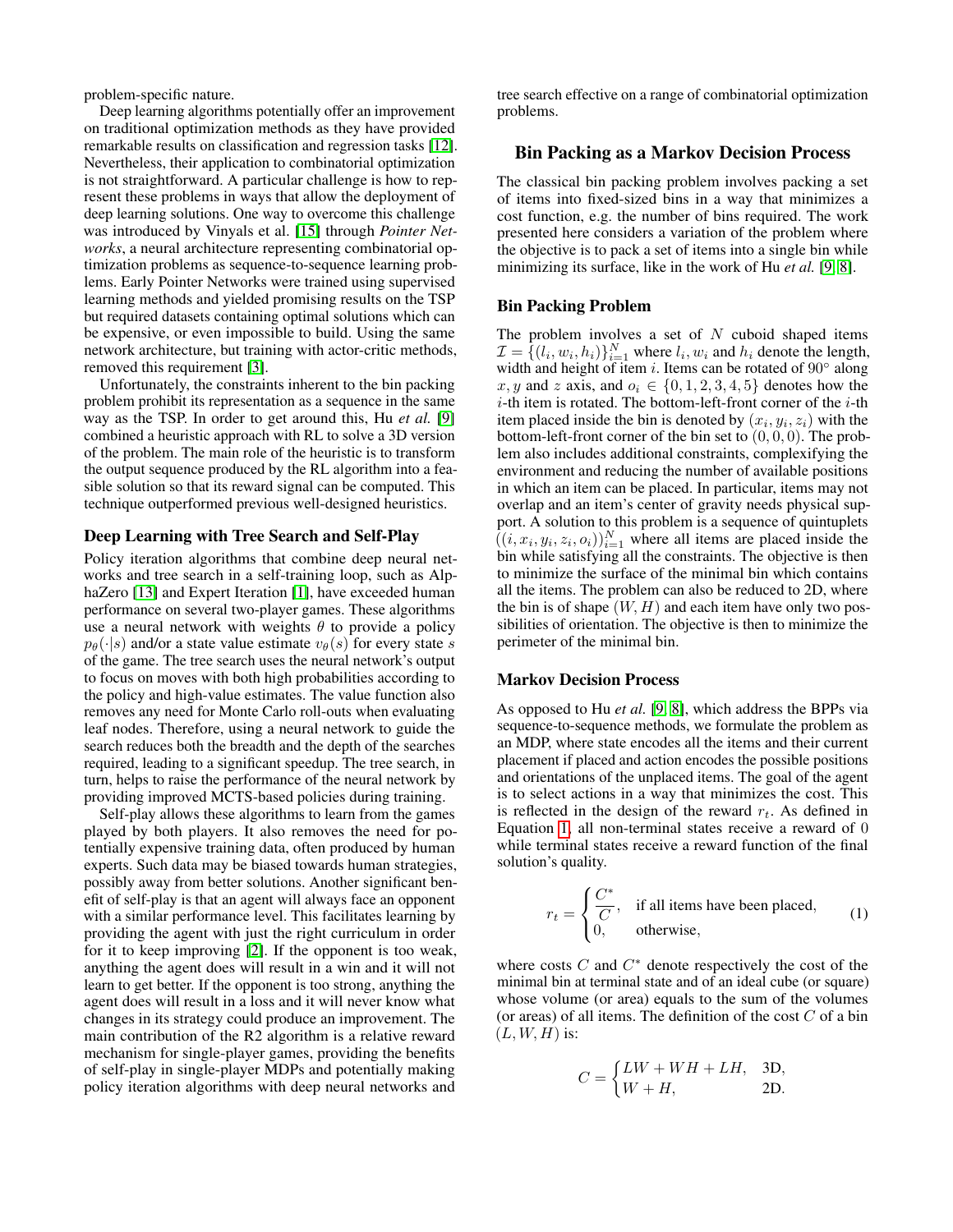problem-specific nature.

Deep learning algorithms potentially offer an improvement on traditional optimization methods as they have provided remarkable results on classification and regression tasks [12]. Nevertheless, their application to combinatorial optimization is not straightforward. A particular challenge is how to represent these problems in ways that allow the deployment of deep learning solutions. One way to overcome this challenge was introduced by Vinyals et al. [15] through *Pointer Networks*, a neural architecture representing combinatorial optimization problems as sequence-to-sequence learning problems. Early Pointer Networks were trained using supervised learning methods and yielded promising results on the TSP but required datasets containing optimal solutions which can be expensive, or even impossible to build. Using the same network architecture, but training with actor-critic methods, removed this requirement [3].

Unfortunately, the constraints inherent to the bin packing problem prohibit its representation as a sequence in the same way as the TSP. In order to get around this, Hu *et al.* [9] combined a heuristic approach with RL to solve a 3D version of the problem. The main role of the heuristic is to transform the output sequence produced by the RL algorithm into a feasible solution so that its reward signal can be computed. This technique outperformed previous well-designed heuristics.

### Deep Learning with Tree Search and Self-Play

Policy iteration algorithms that combine deep neural networks and tree search in a self-training loop, such as AlphaZero [13] and Expert Iteration [1], have exceeded human performance on several two-player games. These algorithms use a neural network with weights $\theta$ to provide a policy $p_\theta(\cdot|s)$ and/or a state value estimate $v_\theta(s)$ for every state $s$ of the game. The tree search uses the neural network's output to focus on moves with both high probabilities according to the policy and high-value estimates. The value function also removes any need for Monte Carlo roll-outs when evaluating leaf nodes. Therefore, using a neural network to guide the search reduces both the breadth and the depth of the searches required, leading to a significant speedup. The tree search, in turn, helps to raise the performance of the neural network by providing improved MCTS-based policies during training.

Self-play allows these algorithms to learn from the games played by both players. It also removes the need for potentially expensive training data, often produced by human experts. Such data may be biased towards human strategies, possibly away from better solutions. Another significant benefit of self-play is that an agent will always face an opponent with a similar performance level. This facilitates learning by providing the agent with just the right curriculum in order for it to keep improving [2]. If the opponent is too weak, anything the agent does will result in a win and it will not learn to get better. If the opponent is too strong, anything the agent does will result in a loss and it will never know what changes in its strategy could produce an improvement. The main contribution of the R2 algorithm is a relative reward mechanism for single-player games, providing the benefits of self-play in single-player MDPs and potentially making policy iteration algorithms with deep neural networks and tree search effective on a range of combinatorial optimization problems.

## Bin Packing as a Markov Decision Process

The classical bin packing problem involves packing a set of items into fixed-sized bins in a way that minimizes a cost function, e.g. the number of bins required. The work presented here considers a variation of the problem where the objective is to pack a set of items into a single bin while minimizing its surface, like in the work of Hu *et al.* [9, 8].

### Bin Packing Problem

The problem involves a set of $N$ cuboid shaped items $\mathcal{I} = \{(l_i, w_i, h_i)\}_{i=1}^{N}$ where $l_i, w_i$ and $h_i$ denote the length, width and height of item $i$. Items can be rotated of $90°$ along $x, y$ and $z$ axis, and $o_i \in \{0, 1, 2, 3, 4, 5\}$ denotes how the $i$-th item is rotated. The bottom-left-front corner of the $i$-th item placed inside the bin is denoted by $(x_i, y_i, z_i)$ with the bottom-left-front corner of the bin set to $(0, 0, 0)$. The problem also includes additional constraints, complexifying the environment and reducing the number of available positions in which an item can be placed. In particular, items may not overlap and an item's center of gravity needs physical support. A solution to this problem is a sequence of quintuplets $((i, x_i, y_i, z_i, o_i))_{i=1}^{N}$ where all items are placed inside the bin while satisfying all the constraints. The objective is then to minimize the surface of the minimal bin which contains all the items. The problem can also be reduced to 2D, where the bin is of shape $(W, H)$ and each item have only two possibilities of orientation. The objective is then to minimize the perimeter of the minimal bin.

### Markov Decision Process

As opposed to Hu *et al.* [9, 8], which address the BPPs via sequence-to-sequence methods, we formulate the problem as an MDP, where state encodes all the items and their current placement if placed and action encodes the possible positions and orientations of the unplaced items. The goal of the agent is to select actions in a way that minimizes the cost. This is reflected in the design of the reward $r_t$. As defined in Equation 1, all non-terminal states receive a reward of 0 while terminal states receive a reward function of the final solution's quality.

$$r_t = \begin{cases} \dfrac{C^*}{C}, & \text{if all items have been placed,} \\ 0, & \text{otherwise,} \end{cases} \tag{1}$$

where costs $C$ and $C^*$ denote respectively the cost of the minimal bin at terminal state and of an ideal cube (or square) whose volume (or area) equals to the sum of the volumes (or areas) of all items. The definition of the cost $C$ of a bin $(L, W, H)$ is:

$$C = \begin{cases} LW + WH + LH, & \text{3D,} \\ W + H, & \text{2D.} \end{cases}$$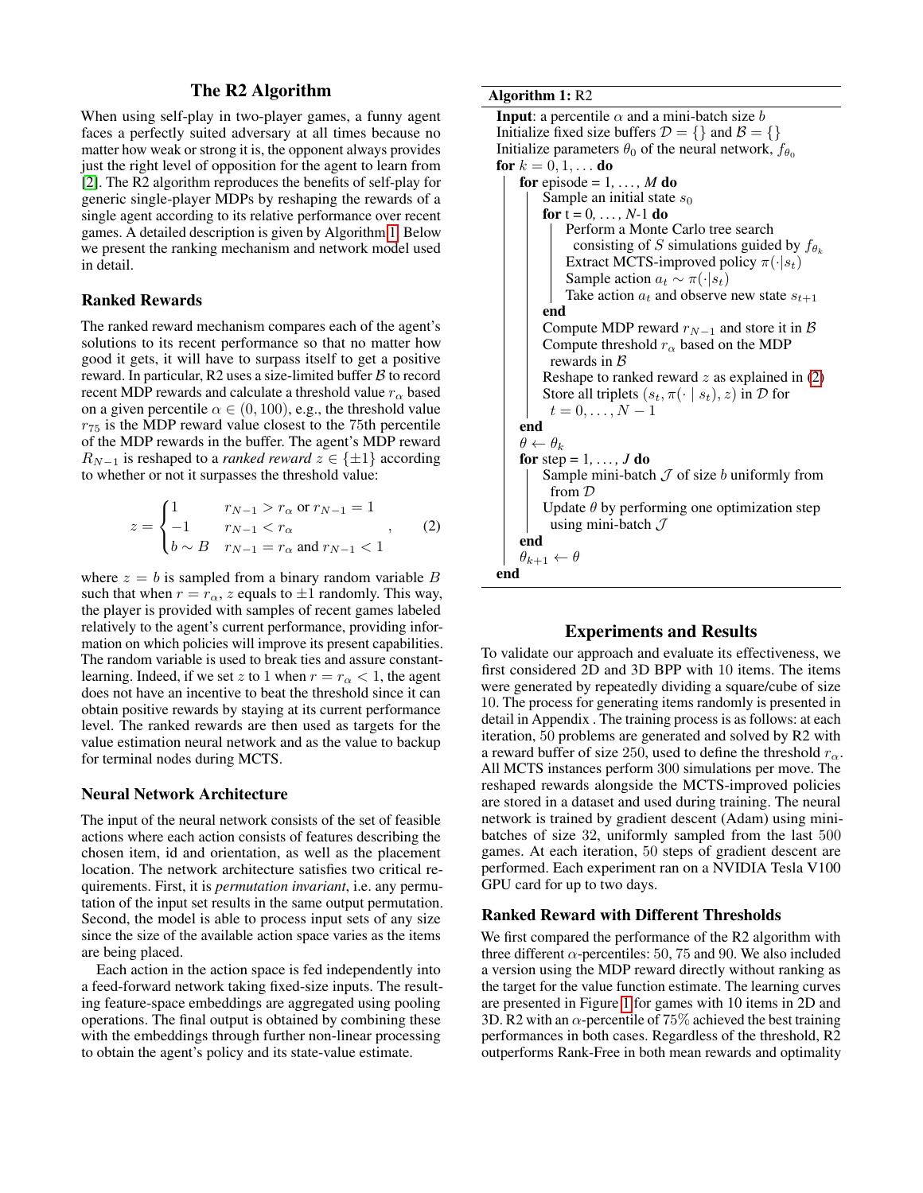## The R2 Algorithm

When using self-play in two-player games, a funny agent faces a perfectly suited adversary at all times because no matter how weak or strong it is, the opponent always provides just the right level of opposition for the agent to learn from [2]. The R2 algorithm reproduces the benefits of self-play for generic single-player MDPs by reshaping the rewards of a single agent according to its relative performance over recent games. A detailed description is given by Algorithm 1. Below we present the ranking mechanism and network model used in detail.

### Ranked Rewards

The ranked reward mechanism compares each of the agent's solutions to its recent performance so that no matter how good it gets, it will have to surpass itself to get a positive reward. In particular, R2 uses a size-limited buffer $\mathcal{B}$ to record recent MDP rewards and calculate a threshold value $r_\alpha$ based on a given percentile $\alpha \in (0, 100)$, e.g., the threshold value $r_{75}$ is the MDP reward value closest to the 75th percentile of the MDP rewards in the buffer. The agent's MDP reward $R_{N-1}$ is reshaped to a *ranked reward* $z \in \{\pm 1\}$ according to whether or not it surpasses the threshold value:

$$z = \begin{cases} 1 & r_{N-1} > r_\alpha \text{ or } r_{N-1} = 1 \\ -1 & r_{N-1} < r_\alpha \\ b \sim B & r_{N-1} = r_\alpha \text{ and } r_{N-1} < 1 \end{cases}, \qquad (2)$$

where $z = b$ is sampled from a binary random variable $B$ such that when $r = r_\alpha$, $z$ equals to $\pm 1$ randomly. This way, the player is provided with samples of recent games labeled relatively to the agent's current performance, providing information on which policies will improve its present capabilities. The random variable is used to break ties and assure constant-learning. Indeed, if we set $z$ to 1 when $r = r_\alpha < 1$, the agent does not have an incentive to beat the threshold since it can obtain positive rewards by staying at its current performance level. The ranked rewards are then used as targets for the value estimation neural network and as the value to backup for terminal nodes during MCTS.

### Neural Network Architecture

The input of the neural network consists of the set of feasible actions where each action consists of features describing the chosen item, id and orientation, as well as the placement location. The network architecture satisfies two critical requirements. First, it is *permutation invariant*, i.e. any permutation of the input set results in the same output permutation. Second, the model is able to process input sets of any size since the size of the available action space varies as the items are being placed.

Each action in the action space is fed independently into a feed-forward network taking fixed-size inputs. The resulting feature-space embeddings are aggregated using pooling operations. The final output is obtained by combining these with the embeddings through further non-linear processing to obtain the agent's policy and its state-value estimate.

```
Algorithm 1: R2
Input: a percentile α and a mini-batch size b
Initialize fixed size buffers D = {} and B = {}
Initialize parameters θ_0 of the neural network, f_θ0
for k = 0, 1, ... do
    for episode = 1, ..., M do
        Sample an initial state s_0
        for t = 0, ..., N-1 do
            Perform a Monte Carlo tree search
              consisting of S simulations guided by f_θk
            Extract MCTS-improved policy π(·|s_t)
            Sample action a_t ~ π(·|s_t)
            Take action a_t and observe new state s_{t+1}
        end
        Compute MDP reward r_{N-1} and store it in B
        Compute threshold r_α based on the MDP
          rewards in B
        Reshape to ranked reward z as explained in (2)
        Store all triplets (s_t, π(· | s_t), z) in D for
          t = 0, ..., N − 1
    end
    θ ← θ_k
    for step = 1, ..., J do
        Sample mini-batch J of size b uniformly from
          D
        Update θ by performing one optimization step
          using mini-batch J
    end
    θ_{k+1} ← θ
end
```

## Experiments and Results

To validate our approach and evaluate its effectiveness, we first considered 2D and 3D BPP with 10 items. The items were generated by repeatedly dividing a square/cube of size 10. The process for generating items randomly is presented in detail in Appendix . The training process is as follows: at each iteration, 50 problems are generated and solved by R2 with a reward buffer of size 250, used to define the threshold $r_\alpha$. All MCTS instances perform 300 simulations per move. The reshaped rewards alongside the MCTS-improved policies are stored in a dataset and used during training. The neural network is trained by gradient descent (Adam) using mini-batches of size 32, uniformly sampled from the last 500 games. At each iteration, 50 steps of gradient descent are performed. Each experiment ran on a NVIDIA Tesla V100 GPU card for up to two days.

### Ranked Reward with Different Thresholds

We first compared the performance of the R2 algorithm with three different $\alpha$-percentiles: 50, 75 and 90. We also included a version using the MDP reward directly without ranking as the target for the value function estimate. The learning curves are presented in Figure 1 for games with 10 items in 2D and 3D. R2 with an $\alpha$-percentile of 75% achieved the best training performances in both cases. Regardless of the threshold, R2 outperforms Rank-Free in both mean rewards and optimality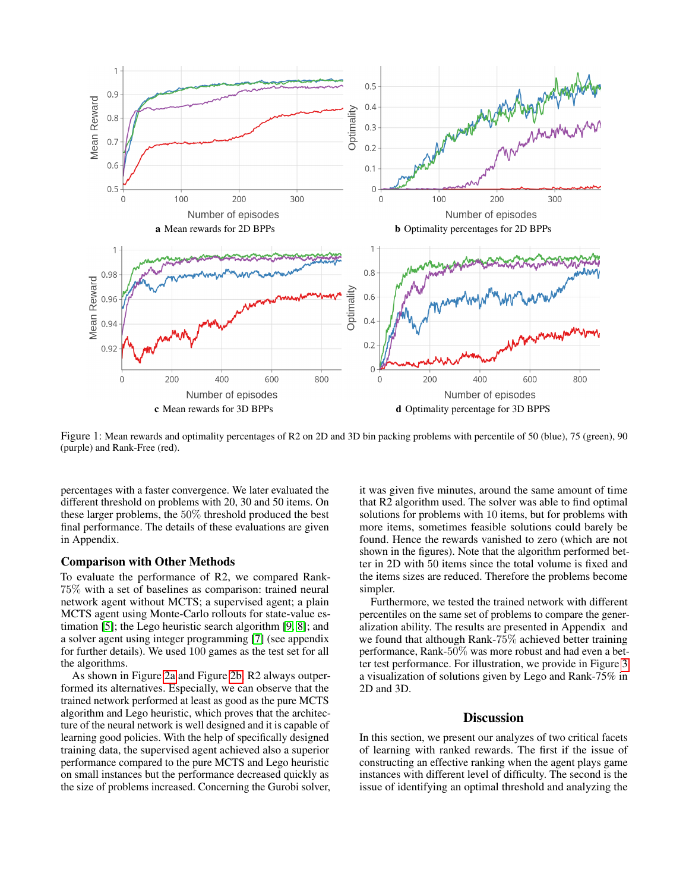Figure 1: Mean rewards and optimality percentages of R2 on 2D and 3D bin packing problems with percentile of 50 (blue), 75 (green), 90 (purple) and Rank-Free (red).

**a** Mean rewards for 2D BPPs

**b** Optimality percentages for 2D BPPs

**c** Mean rewards for 3D BPPs

**d** Optimality percentage for 3D BPPS

percentages with a faster convergence. We later evaluated the different threshold on problems with 20, 30 and 50 items. On these larger problems, the 50% threshold produced the best final performance. The details of these evaluations are given in Appendix.

### Comparison with Other Methods

To evaluate the performance of R2, we compared Rank-75% with a set of baselines as comparison: trained neural network agent without MCTS; a supervised agent; a plain MCTS agent using Monte-Carlo rollouts for state-value estimation [5]; the Lego heuristic search algorithm [9, 8]; and a solver agent using integer programming [7] (see appendix for further details). We used 100 games as the test set for all the algorithms.

As shown in Figure 2a and Figure 2b, R2 always outperformed its alternatives. Especially, we can observe that the trained network performed at least as good as the pure MCTS algorithm and Lego heuristic, which proves that the architecture of the neural network is well designed and it is capable of learning good policies. With the help of specifically designed training data, the supervised agent achieved also a superior performance compared to the pure MCTS and Lego heuristic on small instances but the performance decreased quickly as the size of problems increased. Concerning the Gurobi solver, it was given five minutes, around the same amount of time that R2 algorithm used. The solver was able to find optimal solutions for problems with 10 items, but for problems with more items, sometimes feasible solutions could barely be found. Hence the rewards vanished to zero (which are not shown in the figures). Note that the algorithm performed better in 2D with 50 items since the total volume is fixed and the items sizes are reduced. Therefore the problems become simpler.

Furthermore, we tested the trained network with different percentiles on the same set of problems to compare the generalization ability. The results are presented in Appendix and we found that although Rank-75% achieved better training performance, Rank-50% was more robust and had even a better test performance. For illustration, we provide in Figure 3 a visualization of solutions given by Lego and Rank-75% in 2D and 3D.

## Discussion

In this section, we present our analyzes of two critical facets of learning with ranked rewards. The first if the issue of constructing an effective ranking when the agent plays game instances with different level of difficulty. The second is the issue of identifying an optimal threshold and analyzing the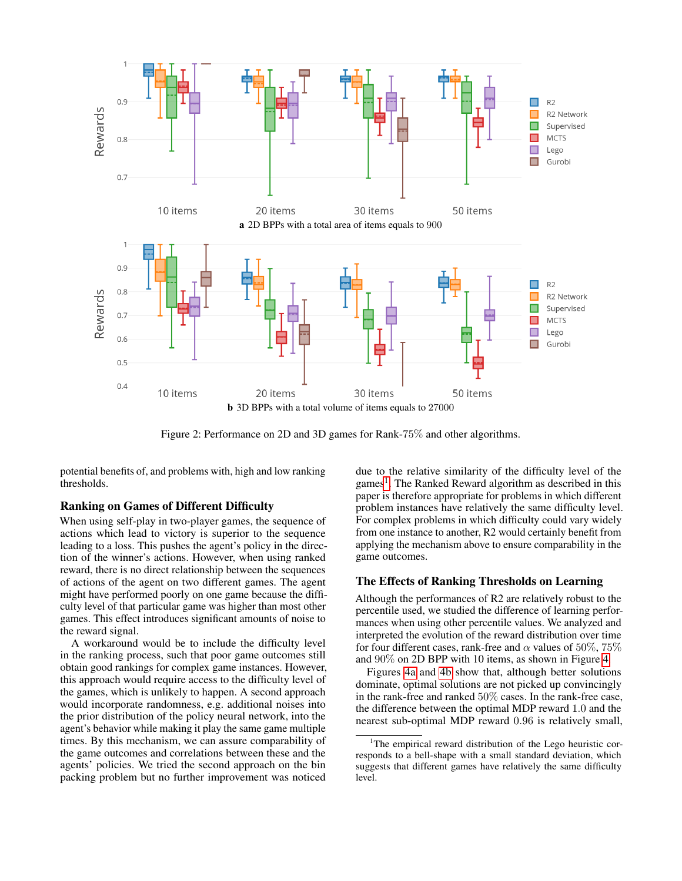a 2D BPPs with a total area of items equals to 900

b 3D BPPs with a total volume of items equals to 27000

Figure 2: Performance on 2D and 3D games for Rank-75% and other algorithms.

potential benefits of, and problems with, high and low ranking thresholds.

### Ranking on Games of Different Difficulty

When using self-play in two-player games, the sequence of actions which lead to victory is superior to the sequence leading to a loss. This pushes the agent's policy in the direction of the winner's actions. However, when using ranked reward, there is no direct relationship between the sequences of actions of the agent on two different games. The agent might have performed poorly on one game because the difficulty level of that particular game was higher than most other games. This effect introduces significant amounts of noise to the reward signal.

A workaround would be to include the difficulty level in the ranking process, such that poor game outcomes still obtain good rankings for complex game instances. However, this approach would require access to the difficulty level of the games, which is unlikely to happen. A second approach would incorporate randomness, e.g. additional noises into the prior distribution of the policy neural network, into the agent's behavior while making it play the same game multiple times. By this mechanism, we can assure comparability of the game outcomes and correlations between these and the agents' policies. We tried the second approach on the bin packing problem but no further improvement was noticed due to the relative similarity of the difficulty level of the games[1]. The Ranked Reward algorithm as described in this paper is therefore appropriate for problems in which different problem instances have relatively the same difficulty level. For complex problems in which difficulty could vary widely from one instance to another, R2 would certainly benefit from applying the mechanism above to ensure comparability in the game outcomes.

### The Effects of Ranking Thresholds on Learning

Although the performances of R2 are relatively robust to the percentile used, we studied the difference of learning performances when using other percentile values. We analyzed and interpreted the evolution of the reward distribution over time for four different cases, rank-free and $\alpha$ values of $50\%$, $75\%$ and $90\%$ on 2D BPP with 10 items, as shown in Figure 4.

Figures 4a and 4b show that, although better solutions dominate, optimal solutions are not picked up convincingly in the rank-free and ranked $50\%$ cases. In the rank-free case, the difference between the optimal MDP reward $1.0$ and the nearest sub-optimal MDP reward $0.96$ is relatively small,

[1] The empirical reward distribution of the Lego heuristic corresponds to a bell-shape with a small standard deviation, which suggests that different games have relatively the same difficulty level.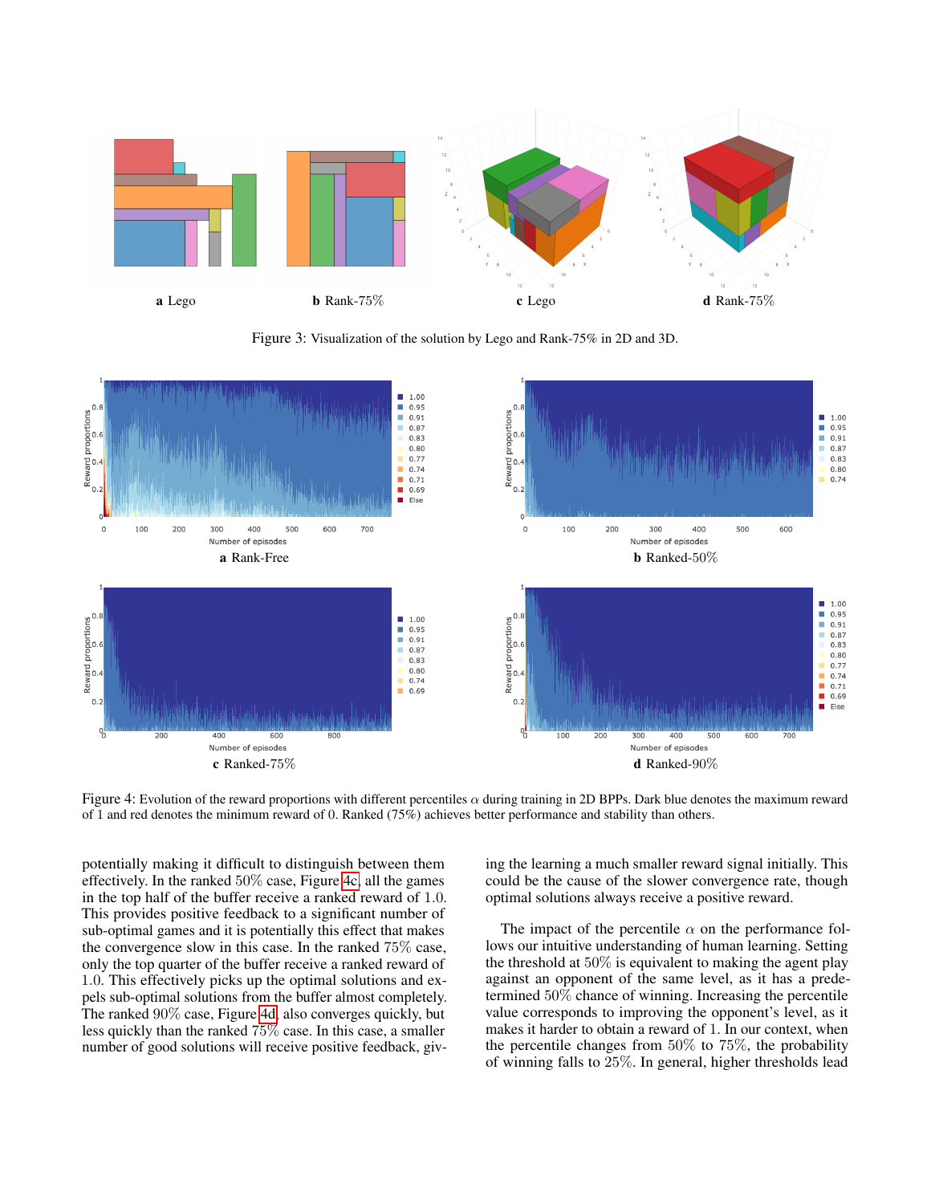a Lego b Rank-75% c Lego d Rank-75%

Figure 3: Visualization of the solution by Lego and Rank-75% in 2D and 3D.

a Rank-Free b Ranked-50% c Ranked-75% d Ranked-90%

Figure 4: Evolution of the reward proportions with different percentiles $\alpha$ during training in 2D BPPs. Dark blue denotes the maximum reward of 1 and red denotes the minimum reward of 0. Ranked (75%) achieves better performance and stability than others.

potentially making it difficult to distinguish between them effectively. In the ranked 50% case, Figure 4c, all the games in the top half of the buffer receive a ranked reward of 1.0. This provides positive feedback to a significant number of sub-optimal games and it is potentially this effect that makes the convergence slow in this case. In the ranked 75% case, only the top quarter of the buffer receive a ranked reward of 1.0. This effectively picks up the optimal solutions and expels sub-optimal solutions from the buffer almost completely. The ranked 90% case, Figure 4d, also converges quickly, but less quickly than the ranked 75% case. In this case, a smaller number of good solutions will receive positive feedback, giving the learning a much smaller reward signal initially. This could be the cause of the slower convergence rate, though optimal solutions always receive a positive reward.

The impact of the percentile $\alpha$ on the performance follows our intuitive understanding of human learning. Setting the threshold at 50% is equivalent to making the agent play against an opponent of the same level, as it has a predetermined 50% chance of winning. Increasing the percentile value corresponds to improving the opponent's level, as it makes it harder to obtain a reward of 1. In our context, when the percentile changes from 50% to 75%, the probability of winning falls to 25%. In general, higher thresholds lead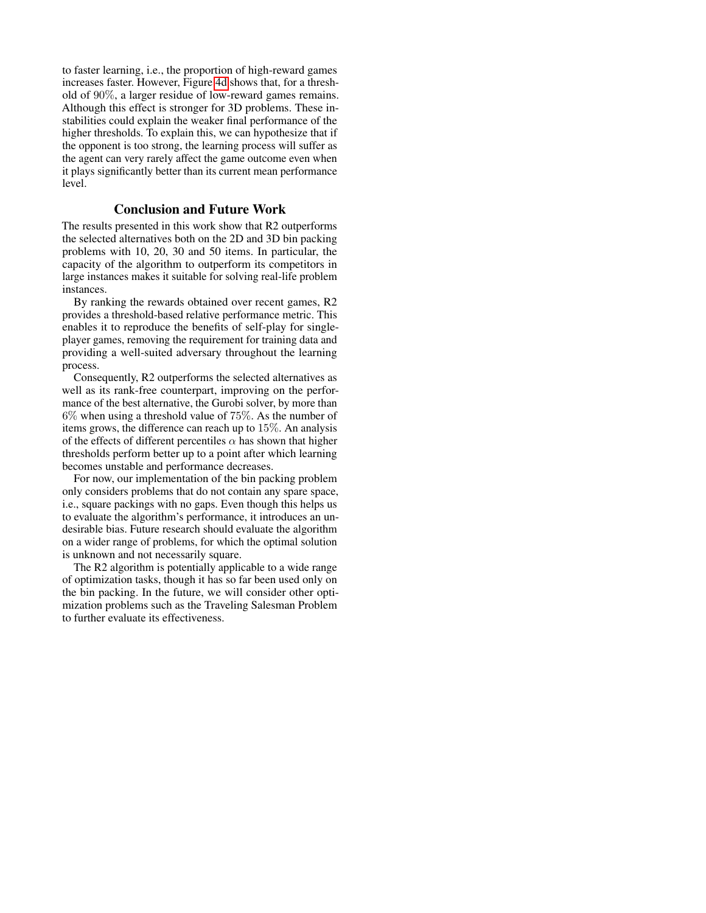to faster learning, i.e., the proportion of high-reward games increases faster. However, Figure 4d shows that, for a threshold of $90\%$, a larger residue of low-reward games remains. Although this effect is stronger for 3D problems. These instabilities could explain the weaker final performance of the higher thresholds. To explain this, we can hypothesize that if the opponent is too strong, the learning process will suffer as the agent can very rarely affect the game outcome even when it plays significantly better than its current mean performance level.

## Conclusion and Future Work

The results presented in this work show that R2 outperforms the selected alternatives both on the 2D and 3D bin packing problems with 10, 20, 30 and 50 items. In particular, the capacity of the algorithm to outperform its competitors in large instances makes it suitable for solving real-life problem instances.

By ranking the rewards obtained over recent games, R2 provides a threshold-based relative performance metric. This enables it to reproduce the benefits of self-play for single-player games, removing the requirement for training data and providing a well-suited adversary throughout the learning process.

Consequently, R2 outperforms the selected alternatives as well as its rank-free counterpart, improving on the performance of the best alternative, the Gurobi solver, by more than $6\%$ when using a threshold value of $75\%$. As the number of items grows, the difference can reach up to $15\%$. An analysis of the effects of different percentiles $\alpha$ has shown that higher thresholds perform better up to a point after which learning becomes unstable and performance decreases.

For now, our implementation of the bin packing problem only considers problems that do not contain any spare space, i.e., square packings with no gaps. Even though this helps us to evaluate the algorithm's performance, it introduces an undesirable bias. Future research should evaluate the algorithm on a wider range of problems, for which the optimal solution is unknown and not necessarily square.

The R2 algorithm is potentially applicable to a wide range of optimization tasks, though it has so far been used only on the bin packing. In the future, we will consider other optimization problems such as the Traveling Salesman Problem to further evaluate its effectiveness.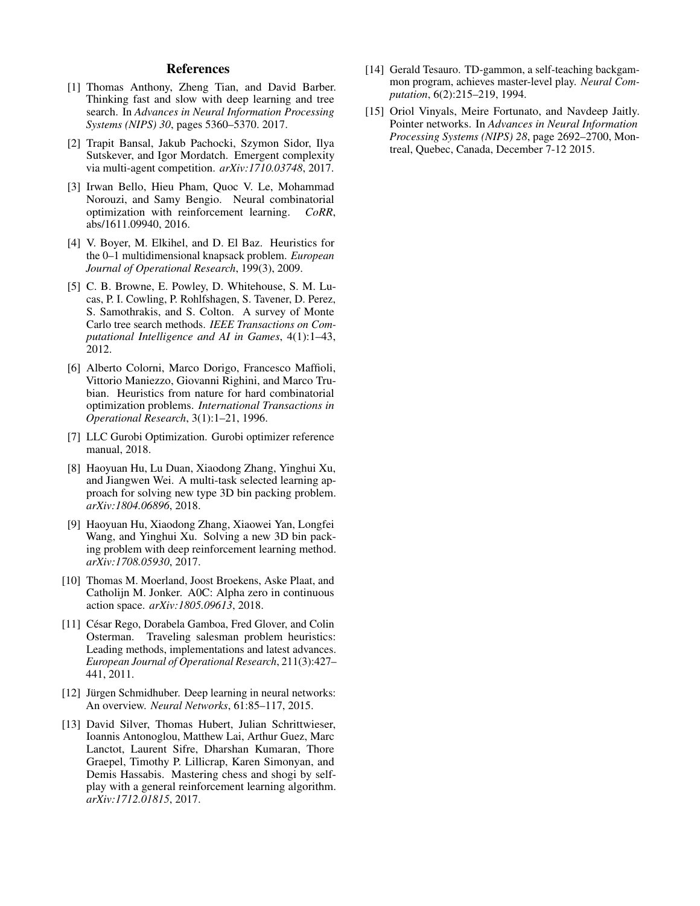## References

[1] Thomas Anthony, Zheng Tian, and David Barber. Thinking fast and slow with deep learning and tree search. In *Advances in Neural Information Processing Systems (NIPS) 30*, pages 5360–5370. 2017.

[2] Trapit Bansal, Jakub Pachocki, Szymon Sidor, Ilya Sutskever, and Igor Mordatch. Emergent complexity via multi-agent competition. *arXiv:1710.03748*, 2017.

[3] Irwan Bello, Hieu Pham, Quoc V. Le, Mohammad Norouzi, and Samy Bengio. Neural combinatorial optimization with reinforcement learning. *CoRR*, abs/1611.09940, 2016.

[4] V. Boyer, M. Elkihel, and D. El Baz. Heuristics for the 0–1 multidimensional knapsack problem. *European Journal of Operational Research*, 199(3), 2009.

[5] C. B. Browne, E. Powley, D. Whitehouse, S. M. Lucas, P. I. Cowling, P. Rohlfshagen, S. Tavener, D. Perez, S. Samothrakis, and S. Colton. A survey of Monte Carlo tree search methods. *IEEE Transactions on Computational Intelligence and AI in Games*, 4(1):1–43, 2012.

[6] Alberto Colorni, Marco Dorigo, Francesco Maffioli, Vittorio Maniezzo, Giovanni Righini, and Marco Trubian. Heuristics from nature for hard combinatorial optimization problems. *International Transactions in Operational Research*, 3(1):1–21, 1996.

[7] LLC Gurobi Optimization. Gurobi optimizer reference manual, 2018.

[8] Haoyuan Hu, Lu Duan, Xiaodong Zhang, Yinghui Xu, and Jiangwen Wei. A multi-task selected learning approach for solving new type 3D bin packing problem. *arXiv:1804.06896*, 2018.

[9] Haoyuan Hu, Xiaodong Zhang, Xiaowei Yan, Longfei Wang, and Yinghui Xu. Solving a new 3D bin packing problem with deep reinforcement learning method. *arXiv:1708.05930*, 2017.

[10] Thomas M. Moerland, Joost Broekens, Aske Plaat, and Catholijn M. Jonker. A0C: Alpha zero in continuous action space. *arXiv:1805.09613*, 2018.

[11] César Rego, Dorabela Gamboa, Fred Glover, and Colin Osterman. Traveling salesman problem heuristics: Leading methods, implementations and latest advances. *European Journal of Operational Research*, 211(3):427–441, 2011.

[12] Jürgen Schmidhuber. Deep learning in neural networks: An overview. *Neural Networks*, 61:85–117, 2015.

[13] David Silver, Thomas Hubert, Julian Schrittwieser, Ioannis Antonoglou, Matthew Lai, Arthur Guez, Marc Lanctot, Laurent Sifre, Dharshan Kumaran, Thore Graepel, Timothy P. Lillicrap, Karen Simonyan, and Demis Hassabis. Mastering chess and shogi by self-play with a general reinforcement learning algorithm. *arXiv:1712.01815*, 2017.

[14] Gerald Tesauro. TD-gammon, a self-teaching backgammon program, achieves master-level play. *Neural Computation*, 6(2):215–219, 1994.

[15] Oriol Vinyals, Meire Fortunato, and Navdeep Jaitly. Pointer networks. In *Advances in Neural Information Processing Systems (NIPS) 28*, page 2692–2700, Montreal, Quebec, Canada, December 7-12 2015.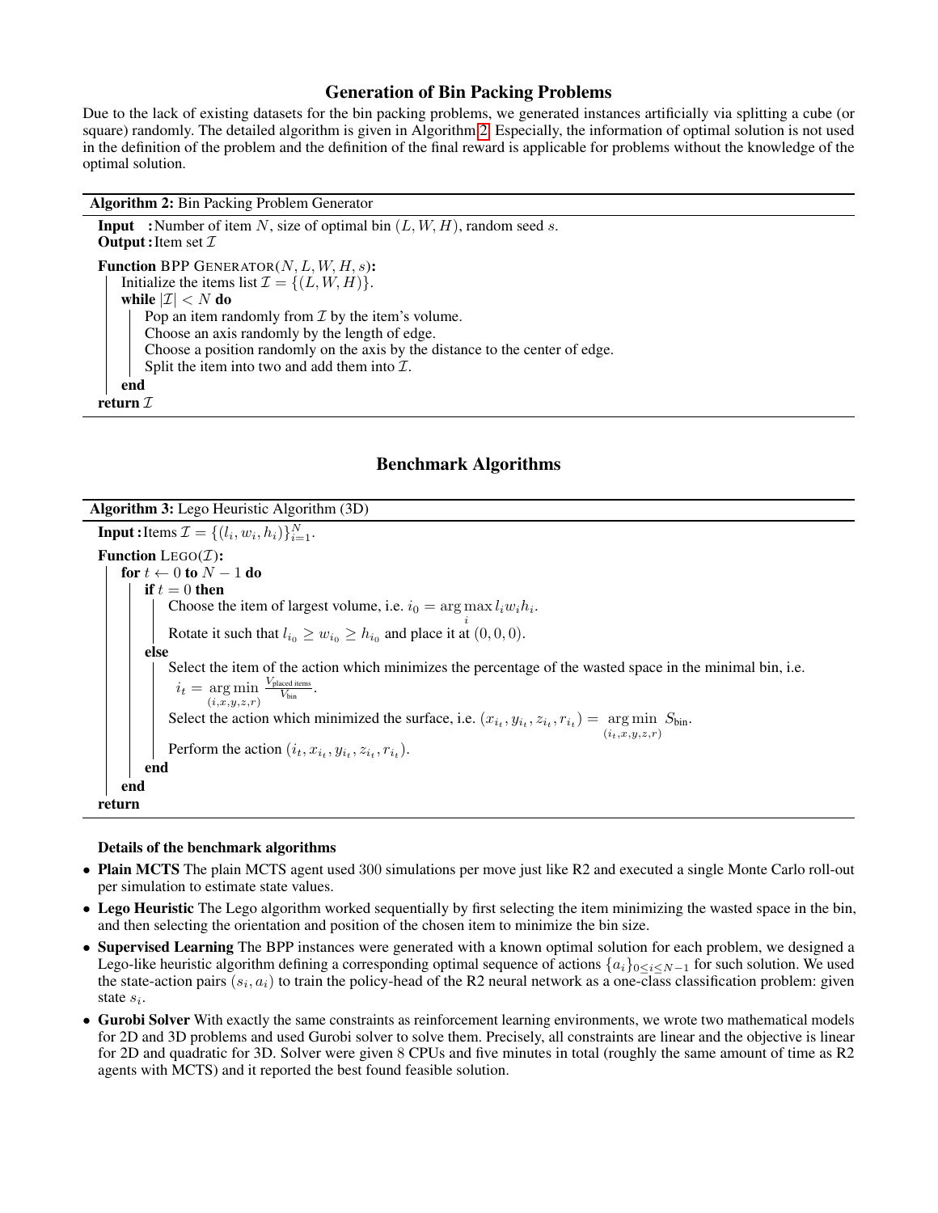## Generation of Bin Packing Problems

Due to the lack of existing datasets for the bin packing problems, we generated instances artificially via splitting a cube (or square) randomly. The detailed algorithm is given in Algorithm 2. Especially, the information of optimal solution is not used in the definition of the problem and the definition of the final reward is applicable for problems without the knowledge of the optimal solution.

**Algorithm 2:** Bin Packing Problem Generator

**Input :** Number of item $N$, size of optimal bin $(L, W, H)$, random seed $s$.
**Output :** Item set $\mathcal{I}$

```
Function BPP GENERATOR(N, L, W, H, s):
    Initialize the items list I = {(L, W, H)}.
    while |I| < N do
        Pop an item randomly from I by the item's volume.
        Choose an axis randomly by the length of edge.
        Choose a position randomly on the axis by the distance to the center of edge.
        Split the item into two and add them into I.
    end
return I
```

## Benchmark Algorithms

**Algorithm 3:** Lego Heuristic Algorithm (3D)

**Input :** Items $\mathcal{I} = \{(l_i, w_i, h_i)\}_{i=1}^{N}$.

**Function** LEGO($\mathcal{I}$):
- **for** $t \leftarrow 0$ **to** $N-1$ **do**
  - **if** $t = 0$ **then**
    - Choose the item of largest volume, i.e. $i_0 = \arg\max_i l_i w_i h_i$.
    - Rotate it such that $l_{i_0} \geq w_{i_0} \geq h_{i_0}$ and place it at $(0, 0, 0)$.
  - **else**
    - Select the item of the action which minimizes the percentage of the wasted space in the minimal bin, i.e. $i_t = \underset{(i,x,y,z,r)}{\arg\min} \frac{V_{\text{placed items}}}{V_{\text{bin}}}$.
    - Select the action which minimized the surface, i.e. $(x_{i_t}, y_{i_t}, z_{i_t}, r_{i_t}) = \underset{(i_t,x,y,z,r)}{\arg\min} S_{\text{bin}}$.
    - Perform the action $(i_t, x_{i_t}, y_{i_t}, z_{i_t}, r_{i_t})$.
  - **end**
- **end**

**return**

**Details of the benchmark algorithms**

- **Plain MCTS** The plain MCTS agent used 300 simulations per move just like R2 and executed a single Monte Carlo roll-out per simulation to estimate state values.
- **Lego Heuristic** The Lego algorithm worked sequentially by first selecting the item minimizing the wasted space in the bin, and then selecting the orientation and position of the chosen item to minimize the bin size.
- **Supervised Learning** The BPP instances were generated with a known optimal solution for each problem, we designed a Lego-like heuristic algorithm defining a corresponding optimal sequence of actions $\{a_i\}_{0 \leq i \leq N-1}$ for such solution. We used the state-action pairs $(s_i, a_i)$ to train the policy-head of the R2 neural network as a one-class classification problem: given state $s_i$.
- **Gurobi Solver** With exactly the same constraints as reinforcement learning environments, we wrote two mathematical models for 2D and 3D problems and used Gurobi solver to solve them. Precisely, all constraints are linear and the objective is linear for 2D and quadratic for 3D. Solver were given 8 CPUs and five minutes in total (roughly the same amount of time as R2 agents with MCTS) and it reported the best found feasible solution.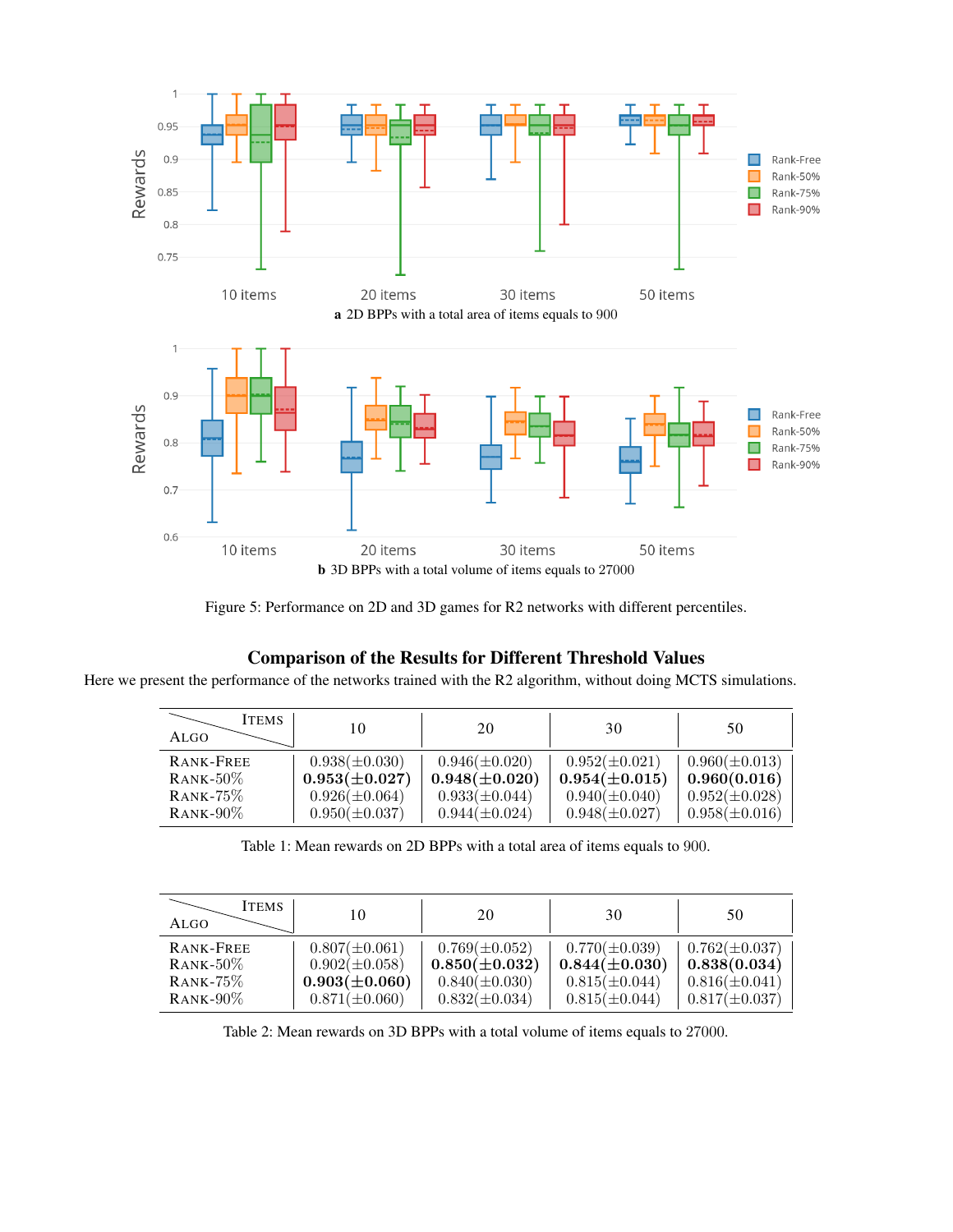1
0.95
0.9
0.85
0.8
0.75
Rewards
10 items
20 items
30 items
50 items
Rank-Free
Rank-50%
Rank-75%
Rank-90%

**a** 2D BPPs with a total area of items equals to 900

1
0.9
0.8
0.7
0.6
Rewards
10 items
20 items
30 items
50 items
Rank-Free
Rank-50%
Rank-75%
Rank-90%

**b** 3D BPPs with a total volume of items equals to 27000

Figure 5: Performance on 2D and 3D games for R2 networks with different percentiles.

## Comparison of the Results for Different Threshold Values

Here we present the performance of the networks trained with the R2 algorithm, without doing MCTS simulations.

| Algo \ Items | 10 | 20 | 30 | 50 |
|---|---|---|---|---|
| Rank-Free | 0.938(±0.030) | 0.946(±0.020) | 0.952(±0.021) | 0.960(±0.013) |
| Rank-50% | **0.953(±0.027)** | **0.948(±0.020)** | **0.954(±0.015)** | **0.960(0.016)** |
| Rank-75% | 0.926(±0.064) | 0.933(±0.044) | 0.940(±0.040) | 0.952(±0.028) |
| Rank-90% | 0.950(±0.037) | 0.944(±0.024) | 0.948(±0.027) | 0.958(±0.016) |

Table 1: Mean rewards on 2D BPPs with a total area of items equals to 900.

| Algo \ Items | 10 | 20 | 30 | 50 |
|---|---|---|---|---|
| Rank-Free | 0.807(±0.061) | 0.769(±0.052) | 0.770(±0.039) | 0.762(±0.037) |
| Rank-50% | 0.902(±0.058) | **0.850(±0.032)** | **0.844(±0.030)** | **0.838(0.034)** |
| Rank-75% | **0.903(±0.060)** | 0.840(±0.030) | 0.815(±0.044) | 0.816(±0.041) |
| Rank-90% | 0.871(±0.060) | 0.832(±0.034) | 0.815(±0.044) | 0.817(±0.037) |

Table 2: Mean rewards on 3D BPPs with a total volume of items equals to 27000.